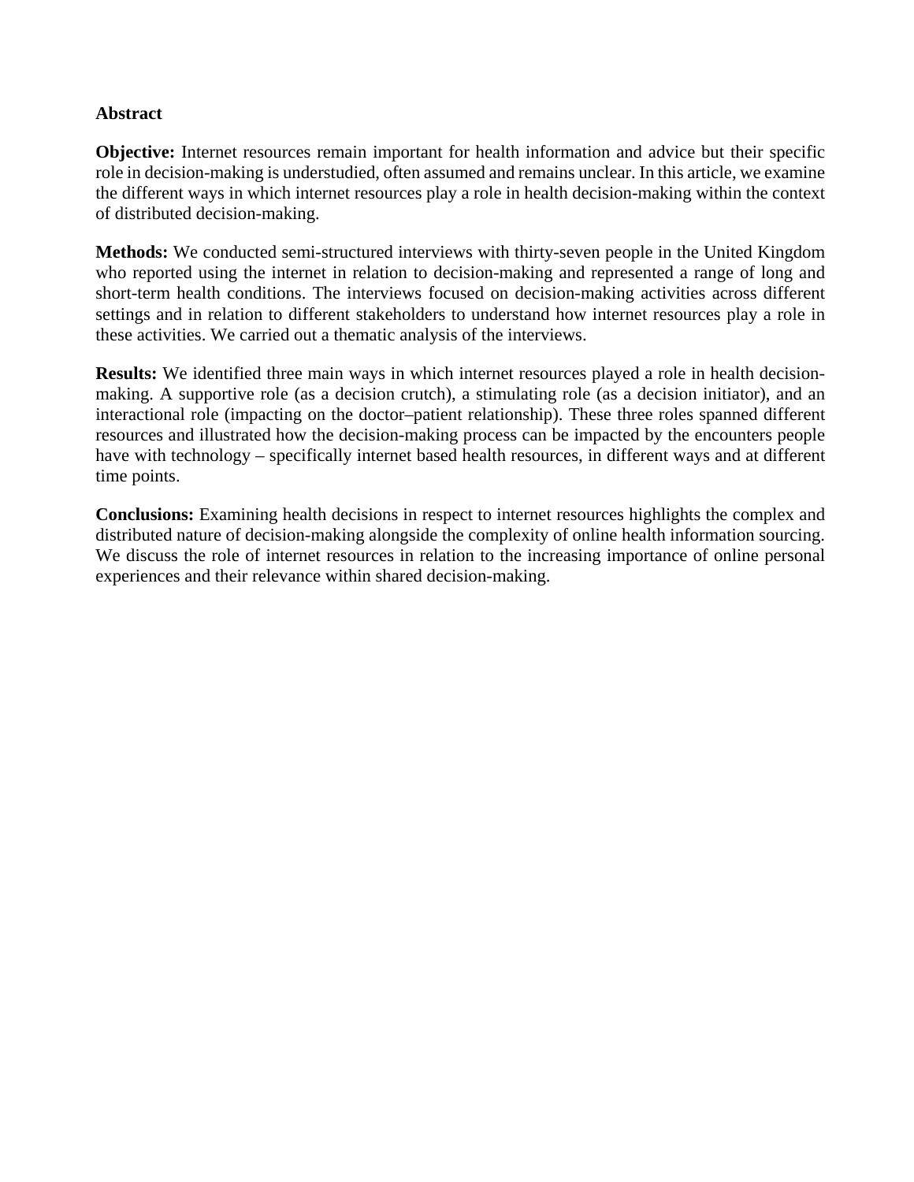## Abstract

**Objective:** Internet resources remain important for health information and advice but their specific role in decision-making is understudied, often assumed and remains unclear. In this article, we examine the different ways in which internet resources play a role in health decision-making within the context of distributed decision-making.

**Methods:** We conducted semi-structured interviews with thirty-seven people in the United Kingdom who reported using the internet in relation to decision-making and represented a range of long and short-term health conditions. The interviews focused on decision-making activities across different settings and in relation to different stakeholders to understand how internet resources play a role in these activities. We carried out a thematic analysis of the interviews.

**Results:** We identified three main ways in which internet resources played a role in health decision-making. A supportive role (as a decision crutch), a stimulating role (as a decision initiator), and an interactional role (impacting on the doctor–patient relationship). These three roles spanned different resources and illustrated how the decision-making process can be impacted by the encounters people have with technology – specifically internet based health resources, in different ways and at different time points.

**Conclusions:** Examining health decisions in respect to internet resources highlights the complex and distributed nature of decision-making alongside the complexity of online health information sourcing. We discuss the role of internet resources in relation to the increasing importance of online personal experiences and their relevance within shared decision-making.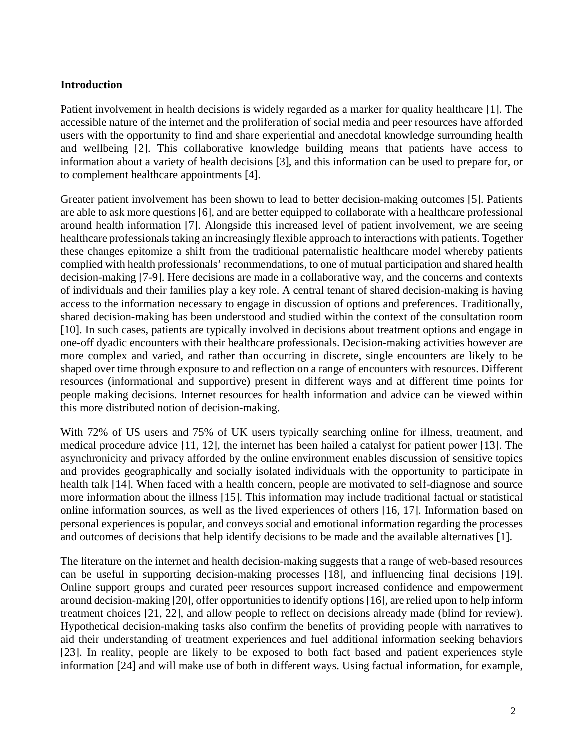**Introduction**

Patient involvement in health decisions is widely regarded as a marker for quality healthcare [1]. The accessible nature of the internet and the proliferation of social media and peer resources have afforded users with the opportunity to find and share experiential and anecdotal knowledge surrounding health and wellbeing [2]. This collaborative knowledge building means that patients have access to information about a variety of health decisions [3], and this information can be used to prepare for, or to complement healthcare appointments [4].

Greater patient involvement has been shown to lead to better decision-making outcomes [5]. Patients are able to ask more questions [6], and are better equipped to collaborate with a healthcare professional around health information [7]. Alongside this increased level of patient involvement, we are seeing healthcare professionals taking an increasingly flexible approach to interactions with patients. Together these changes epitomize a shift from the traditional paternalistic healthcare model whereby patients complied with health professionals' recommendations, to one of mutual participation and shared health decision-making [7-9]. Here decisions are made in a collaborative way, and the concerns and contexts of individuals and their families play a key role. A central tenant of shared decision-making is having access to the information necessary to engage in discussion of options and preferences. Traditionally, shared decision-making has been understood and studied within the context of the consultation room [10]. In such cases, patients are typically involved in decisions about treatment options and engage in one-off dyadic encounters with their healthcare professionals. Decision-making activities however are more complex and varied, and rather than occurring in discrete, single encounters are likely to be shaped over time through exposure to and reflection on a range of encounters with resources. Different resources (informational and supportive) present in different ways and at different time points for people making decisions. Internet resources for health information and advice can be viewed within this more distributed notion of decision-making.

With 72% of US users and 75% of UK users typically searching online for illness, treatment, and medical procedure advice [11, 12], the internet has been hailed a catalyst for patient power [13]. The asynchronicity and privacy afforded by the online environment enables discussion of sensitive topics and provides geographically and socially isolated individuals with the opportunity to participate in health talk [14]. When faced with a health concern, people are motivated to self-diagnose and source more information about the illness [15]. This information may include traditional factual or statistical online information sources, as well as the lived experiences of others [16, 17]. Information based on personal experiences is popular, and conveys social and emotional information regarding the processes and outcomes of decisions that help identify decisions to be made and the available alternatives [1].

The literature on the internet and health decision-making suggests that a range of web-based resources can be useful in supporting decision-making processes [18], and influencing final decisions [19]. Online support groups and curated peer resources support increased confidence and empowerment around decision-making [20], offer opportunities to identify options [16], are relied upon to help inform treatment choices [21, 22], and allow people to reflect on decisions already made (blind for review). Hypothetical decision-making tasks also confirm the benefits of providing people with narratives to aid their understanding of treatment experiences and fuel additional information seeking behaviors [23]. In reality, people are likely to be exposed to both fact based and patient experiences style information [24] and will make use of both in different ways. Using factual information, for example,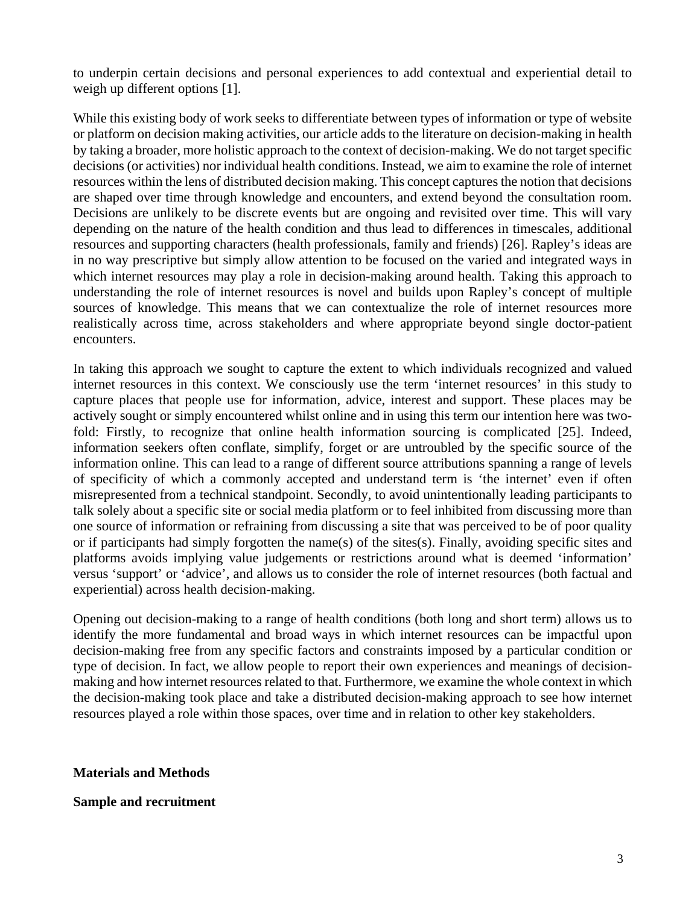to underpin certain decisions and personal experiences to add contextual and experiential detail to weigh up different options [1].

While this existing body of work seeks to differentiate between types of information or type of website or platform on decision making activities, our article adds to the literature on decision-making in health by taking a broader, more holistic approach to the context of decision-making. We do not target specific decisions (or activities) nor individual health conditions. Instead, we aim to examine the role of internet resources within the lens of distributed decision making. This concept captures the notion that decisions are shaped over time through knowledge and encounters, and extend beyond the consultation room. Decisions are unlikely to be discrete events but are ongoing and revisited over time. This will vary depending on the nature of the health condition and thus lead to differences in timescales, additional resources and supporting characters (health professionals, family and friends) [26]. Rapley's ideas are in no way prescriptive but simply allow attention to be focused on the varied and integrated ways in which internet resources may play a role in decision-making around health. Taking this approach to understanding the role of internet resources is novel and builds upon Rapley's concept of multiple sources of knowledge. This means that we can contextualize the role of internet resources more realistically across time, across stakeholders and where appropriate beyond single doctor-patient encounters.

In taking this approach we sought to capture the extent to which individuals recognized and valued internet resources in this context. We consciously use the term 'internet resources' in this study to capture places that people use for information, advice, interest and support. These places may be actively sought or simply encountered whilst online and in using this term our intention here was two-fold: Firstly, to recognize that online health information sourcing is complicated [25]. Indeed, information seekers often conflate, simplify, forget or are untroubled by the specific source of the information online. This can lead to a range of different source attributions spanning a range of levels of specificity of which a commonly accepted and understand term is 'the internet' even if often misrepresented from a technical standpoint. Secondly, to avoid unintentionally leading participants to talk solely about a specific site or social media platform or to feel inhibited from discussing more than one source of information or refraining from discussing a site that was perceived to be of poor quality or if participants had simply forgotten the name(s) of the sites(s). Finally, avoiding specific sites and platforms avoids implying value judgements or restrictions around what is deemed 'information' versus 'support' or 'advice', and allows us to consider the role of internet resources (both factual and experiential) across health decision-making.

Opening out decision-making to a range of health conditions (both long and short term) allows us to identify the more fundamental and broad ways in which internet resources can be impactful upon decision-making free from any specific factors and constraints imposed by a particular condition or type of decision. In fact, we allow people to report their own experiences and meanings of decision-making and how internet resources related to that. Furthermore, we examine the whole context in which the decision-making took place and take a distributed decision-making approach to see how internet resources played a role within those spaces, over time and in relation to other key stakeholders.

## Materials and Methods

### Sample and recruitment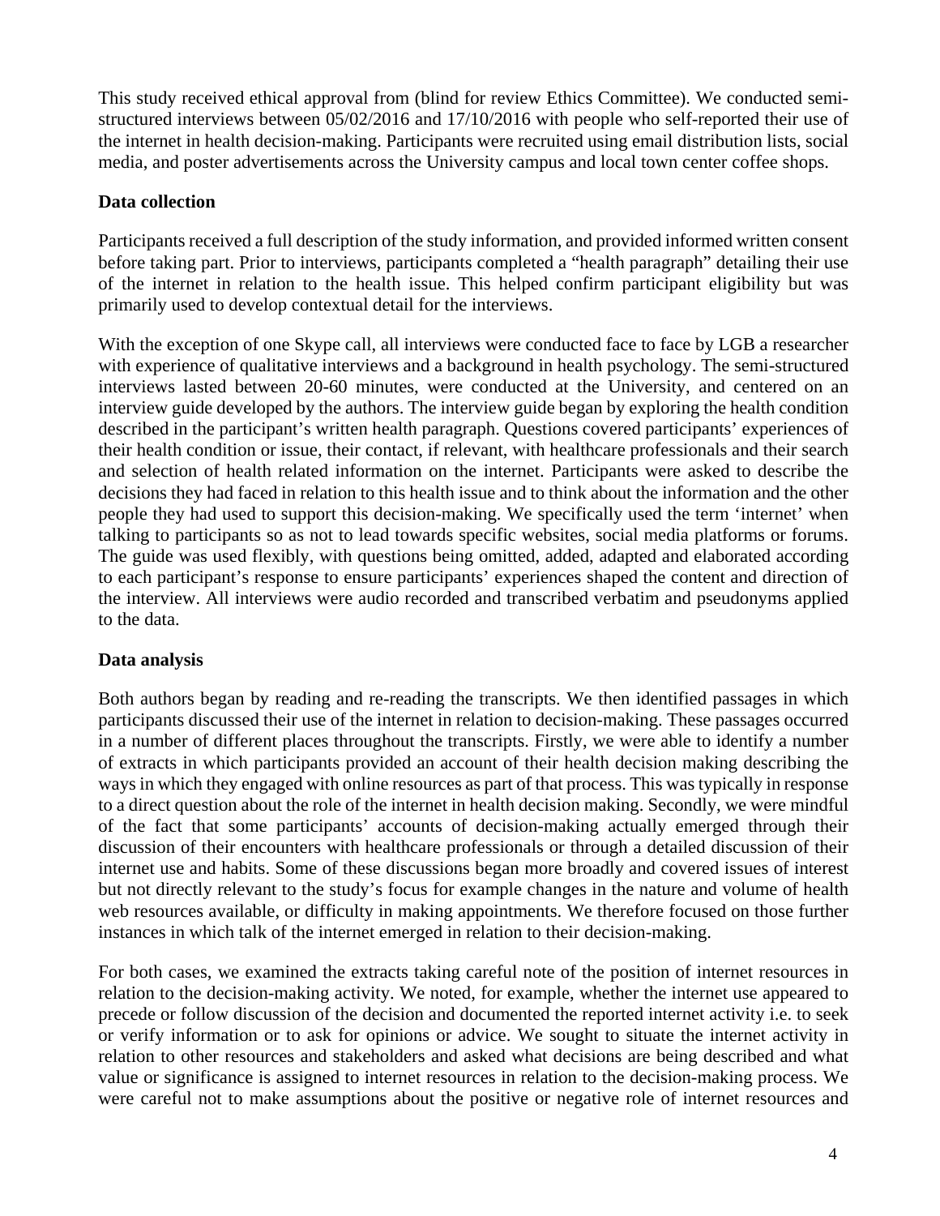This study received ethical approval from (blind for review Ethics Committee). We conducted semi-structured interviews between 05/02/2016 and 17/10/2016 with people who self-reported their use of the internet in health decision-making. Participants were recruited using email distribution lists, social media, and poster advertisements across the University campus and local town center coffee shops.

## Data collection

Participants received a full description of the study information, and provided informed written consent before taking part. Prior to interviews, participants completed a "health paragraph" detailing their use of the internet in relation to the health issue. This helped confirm participant eligibility but was primarily used to develop contextual detail for the interviews.

With the exception of one Skype call, all interviews were conducted face to face by LGB a researcher with experience of qualitative interviews and a background in health psychology. The semi-structured interviews lasted between 20-60 minutes, were conducted at the University, and centered on an interview guide developed by the authors. The interview guide began by exploring the health condition described in the participant's written health paragraph. Questions covered participants' experiences of their health condition or issue, their contact, if relevant, with healthcare professionals and their search and selection of health related information on the internet. Participants were asked to describe the decisions they had faced in relation to this health issue and to think about the information and the other people they had used to support this decision-making. We specifically used the term 'internet' when talking to participants so as not to lead towards specific websites, social media platforms or forums. The guide was used flexibly, with questions being omitted, added, adapted and elaborated according to each participant's response to ensure participants' experiences shaped the content and direction of the interview. All interviews were audio recorded and transcribed verbatim and pseudonyms applied to the data.

## Data analysis

Both authors began by reading and re-reading the transcripts. We then identified passages in which participants discussed their use of the internet in relation to decision-making. These passages occurred in a number of different places throughout the transcripts. Firstly, we were able to identify a number of extracts in which participants provided an account of their health decision making describing the ways in which they engaged with online resources as part of that process. This was typically in response to a direct question about the role of the internet in health decision making. Secondly, we were mindful of the fact that some participants' accounts of decision-making actually emerged through their discussion of their encounters with healthcare professionals or through a detailed discussion of their internet use and habits. Some of these discussions began more broadly and covered issues of interest but not directly relevant to the study's focus for example changes in the nature and volume of health web resources available, or difficulty in making appointments. We therefore focused on those further instances in which talk of the internet emerged in relation to their decision-making.

For both cases, we examined the extracts taking careful note of the position of internet resources in relation to the decision-making activity. We noted, for example, whether the internet use appeared to precede or follow discussion of the decision and documented the reported internet activity i.e. to seek or verify information or to ask for opinions or advice. We sought to situate the internet activity in relation to other resources and stakeholders and asked what decisions are being described and what value or significance is assigned to internet resources in relation to the decision-making process. We were careful not to make assumptions about the positive or negative role of internet resources and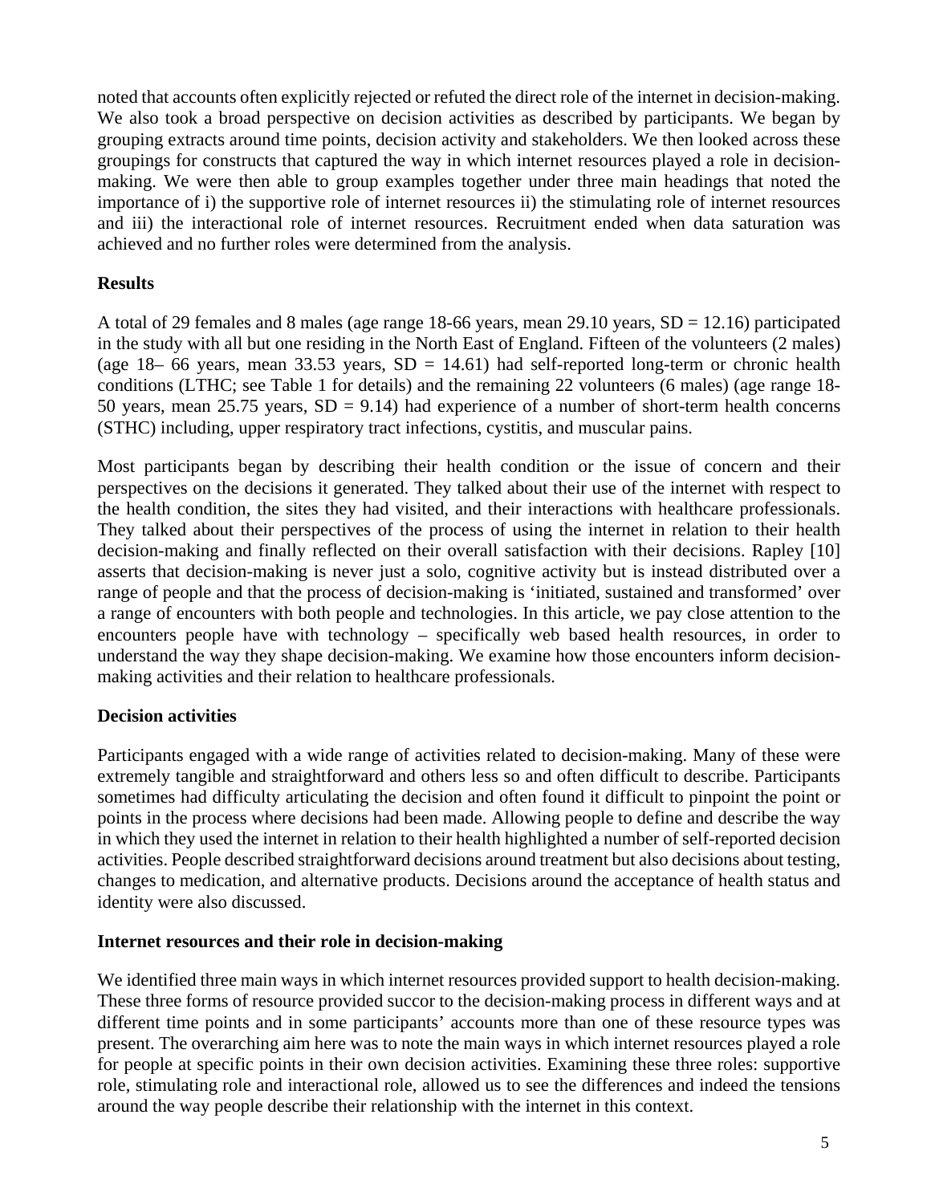noted that accounts often explicitly rejected or refuted the direct role of the internet in decision-making. We also took a broad perspective on decision activities as described by participants. We began by grouping extracts around time points, decision activity and stakeholders. We then looked across these groupings for constructs that captured the way in which internet resources played a role in decision-making. We were then able to group examples together under three main headings that noted the importance of i) the supportive role of internet resources ii) the stimulating role of internet resources and iii) the interactional role of internet resources. Recruitment ended when data saturation was achieved and no further roles were determined from the analysis.

## Results

A total of 29 females and 8 males (age range 18-66 years, mean 29.10 years, SD = 12.16) participated in the study with all but one residing in the North East of England. Fifteen of the volunteers (2 males) (age 18– 66 years, mean 33.53 years, SD = 14.61) had self-reported long-term or chronic health conditions (LTHC; see Table 1 for details) and the remaining 22 volunteers (6 males) (age range 18-50 years, mean 25.75 years, SD = 9.14) had experience of a number of short-term health concerns (STHC) including, upper respiratory tract infections, cystitis, and muscular pains.

Most participants began by describing their health condition or the issue of concern and their perspectives on the decisions it generated. They talked about their use of the internet with respect to the health condition, the sites they had visited, and their interactions with healthcare professionals. They talked about their perspectives of the process of using the internet in relation to their health decision-making and finally reflected on their overall satisfaction with their decisions. Rapley [10] asserts that decision-making is never just a solo, cognitive activity but is instead distributed over a range of people and that the process of decision-making is 'initiated, sustained and transformed' over a range of encounters with both people and technologies. In this article, we pay close attention to the encounters people have with technology – specifically web based health resources, in order to understand the way they shape decision-making. We examine how those encounters inform decision-making activities and their relation to healthcare professionals.

### Decision activities

Participants engaged with a wide range of activities related to decision-making. Many of these were extremely tangible and straightforward and others less so and often difficult to describe. Participants sometimes had difficulty articulating the decision and often found it difficult to pinpoint the point or points in the process where decisions had been made. Allowing people to define and describe the way in which they used the internet in relation to their health highlighted a number of self-reported decision activities. People described straightforward decisions around treatment but also decisions about testing, changes to medication, and alternative products. Decisions around the acceptance of health status and identity were also discussed.

### Internet resources and their role in decision-making

We identified three main ways in which internet resources provided support to health decision-making. These three forms of resource provided succor to the decision-making process in different ways and at different time points and in some participants' accounts more than one of these resource types was present. The overarching aim here was to note the main ways in which internet resources played a role for people at specific points in their own decision activities. Examining these three roles: supportive role, stimulating role and interactional role, allowed us to see the differences and indeed the tensions around the way people describe their relationship with the internet in this context.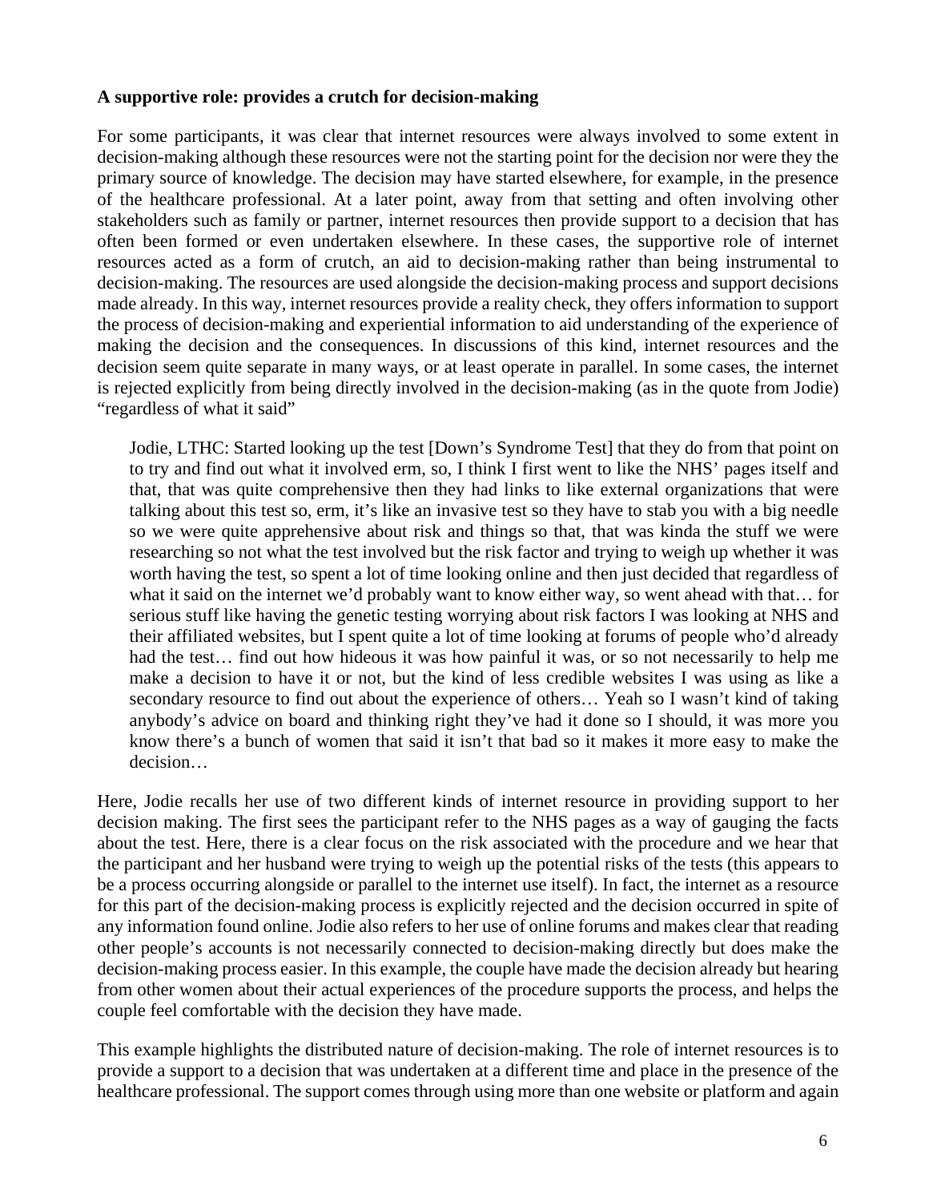**A supportive role: provides a crutch for decision-making**

For some participants, it was clear that internet resources were always involved to some extent in decision-making although these resources were not the starting point for the decision nor were they the primary source of knowledge. The decision may have started elsewhere, for example, in the presence of the healthcare professional. At a later point, away from that setting and often involving other stakeholders such as family or partner, internet resources then provide support to a decision that has often been formed or even undertaken elsewhere. In these cases, the supportive role of internet resources acted as a form of crutch, an aid to decision-making rather than being instrumental to decision-making. The resources are used alongside the decision-making process and support decisions made already. In this way, internet resources provide a reality check, they offers information to support the process of decision-making and experiential information to aid understanding of the experience of making the decision and the consequences. In discussions of this kind, internet resources and the decision seem quite separate in many ways, or at least operate in parallel. In some cases, the internet is rejected explicitly from being directly involved in the decision-making (as in the quote from Jodie) "regardless of what it said"

> Jodie, LTHC: Started looking up the test [Down's Syndrome Test] that they do from that point on to try and find out what it involved erm, so, I think I first went to like the NHS' pages itself and that, that was quite comprehensive then they had links to like external organizations that were talking about this test so, erm, it's like an invasive test so they have to stab you with a big needle so we were quite apprehensive about risk and things so that, that was kinda the stuff we were researching so not what the test involved but the risk factor and trying to weigh up whether it was worth having the test, so spent a lot of time looking online and then just decided that regardless of what it said on the internet we'd probably want to know either way, so went ahead with that… for serious stuff like having the genetic testing worrying about risk factors I was looking at NHS and their affiliated websites, but I spent quite a lot of time looking at forums of people who'd already had the test… find out how hideous it was how painful it was, or so not necessarily to help me make a decision to have it or not, but the kind of less credible websites I was using as like a secondary resource to find out about the experience of others… Yeah so I wasn't kind of taking anybody's advice on board and thinking right they've had it done so I should, it was more you know there's a bunch of women that said it isn't that bad so it makes it more easy to make the decision…

Here, Jodie recalls her use of two different kinds of internet resource in providing support to her decision making. The first sees the participant refer to the NHS pages as a way of gauging the facts about the test. Here, there is a clear focus on the risk associated with the procedure and we hear that the participant and her husband were trying to weigh up the potential risks of the tests (this appears to be a process occurring alongside or parallel to the internet use itself). In fact, the internet as a resource for this part of the decision-making process is explicitly rejected and the decision occurred in spite of any information found online. Jodie also refers to her use of online forums and makes clear that reading other people's accounts is not necessarily connected to decision-making directly but does make the decision-making process easier. In this example, the couple have made the decision already but hearing from other women about their actual experiences of the procedure supports the process, and helps the couple feel comfortable with the decision they have made.

This example highlights the distributed nature of decision-making. The role of internet resources is to provide a support to a decision that was undertaken at a different time and place in the presence of the healthcare professional. The support comes through using more than one website or platform and again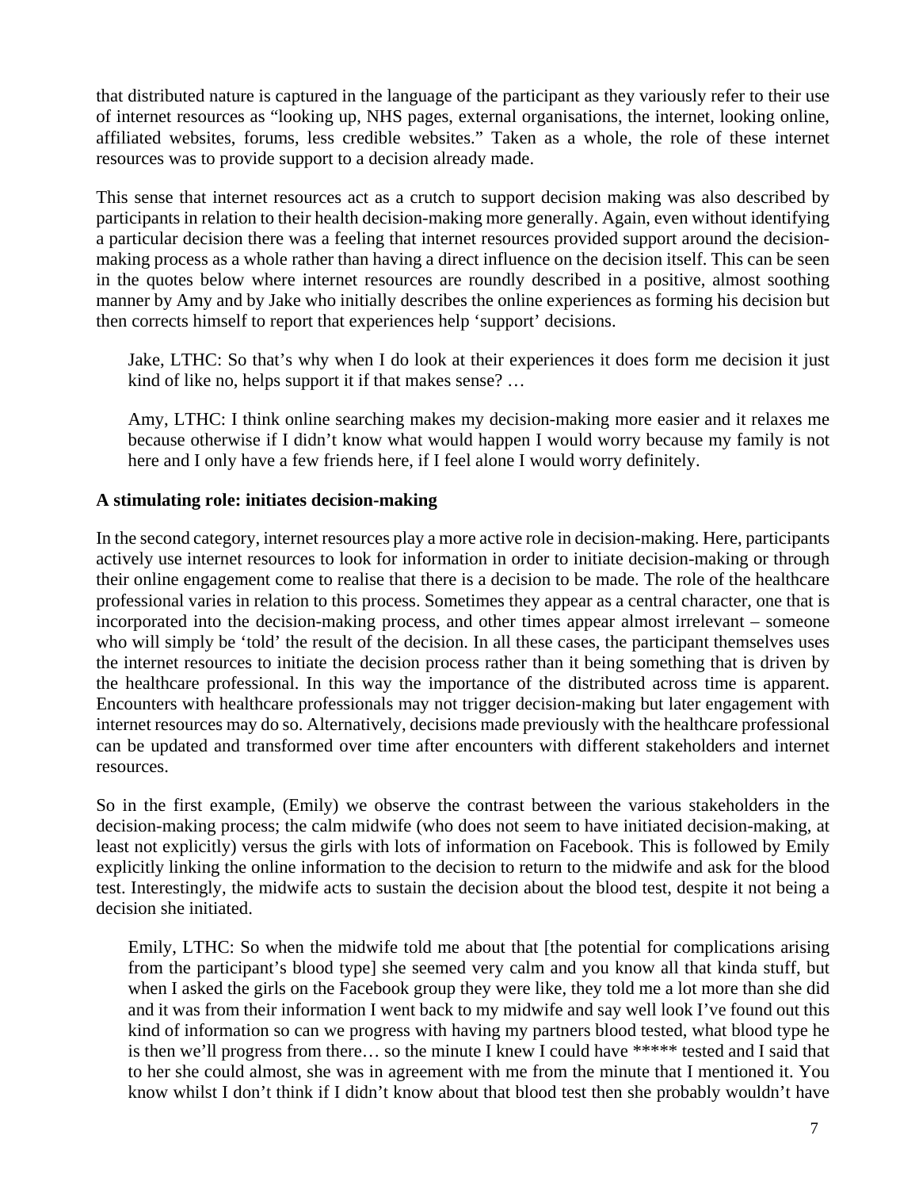that distributed nature is captured in the language of the participant as they variously refer to their use of internet resources as "looking up, NHS pages, external organisations, the internet, looking online, affiliated websites, forums, less credible websites." Taken as a whole, the role of these internet resources was to provide support to a decision already made.

This sense that internet resources act as a crutch to support decision making was also described by participants in relation to their health decision-making more generally. Again, even without identifying a particular decision there was a feeling that internet resources provided support around the decision-making process as a whole rather than having a direct influence on the decision itself. This can be seen in the quotes below where internet resources are roundly described in a positive, almost soothing manner by Amy and by Jake who initially describes the online experiences as forming his decision but then corrects himself to report that experiences help 'support' decisions.

> Jake, LTHC: So that's why when I do look at their experiences it does form me decision it just kind of like no, helps support it if that makes sense? …

> Amy, LTHC: I think online searching makes my decision-making more easier and it relaxes me because otherwise if I didn't know what would happen I would worry because my family is not here and I only have a few friends here, if I feel alone I would worry definitely.

### A stimulating role: initiates decision-making

In the second category, internet resources play a more active role in decision-making. Here, participants actively use internet resources to look for information in order to initiate decision-making or through their online engagement come to realise that there is a decision to be made. The role of the healthcare professional varies in relation to this process. Sometimes they appear as a central character, one that is incorporated into the decision-making process, and other times appear almost irrelevant – someone who will simply be 'told' the result of the decision. In all these cases, the participant themselves uses the internet resources to initiate the decision process rather than it being something that is driven by the healthcare professional. In this way the importance of the distributed across time is apparent. Encounters with healthcare professionals may not trigger decision-making but later engagement with internet resources may do so. Alternatively, decisions made previously with the healthcare professional can be updated and transformed over time after encounters with different stakeholders and internet resources.

So in the first example, (Emily) we observe the contrast between the various stakeholders in the decision-making process; the calm midwife (who does not seem to have initiated decision-making, at least not explicitly) versus the girls with lots of information on Facebook. This is followed by Emily explicitly linking the online information to the decision to return to the midwife and ask for the blood test. Interestingly, the midwife acts to sustain the decision about the blood test, despite it not being a decision she initiated.

> Emily, LTHC: So when the midwife told me about that [the potential for complications arising from the participant's blood type] she seemed very calm and you know all that kinda stuff, but when I asked the girls on the Facebook group they were like, they told me a lot more than she did and it was from their information I went back to my midwife and say well look I've found out this kind of information so can we progress with having my partners blood tested, what blood type he is then we'll progress from there… so the minute I knew I could have ***** tested and I said that to her she could almost, she was in agreement with me from the minute that I mentioned it. You know whilst I don't think if I didn't know about that blood test then she probably wouldn't have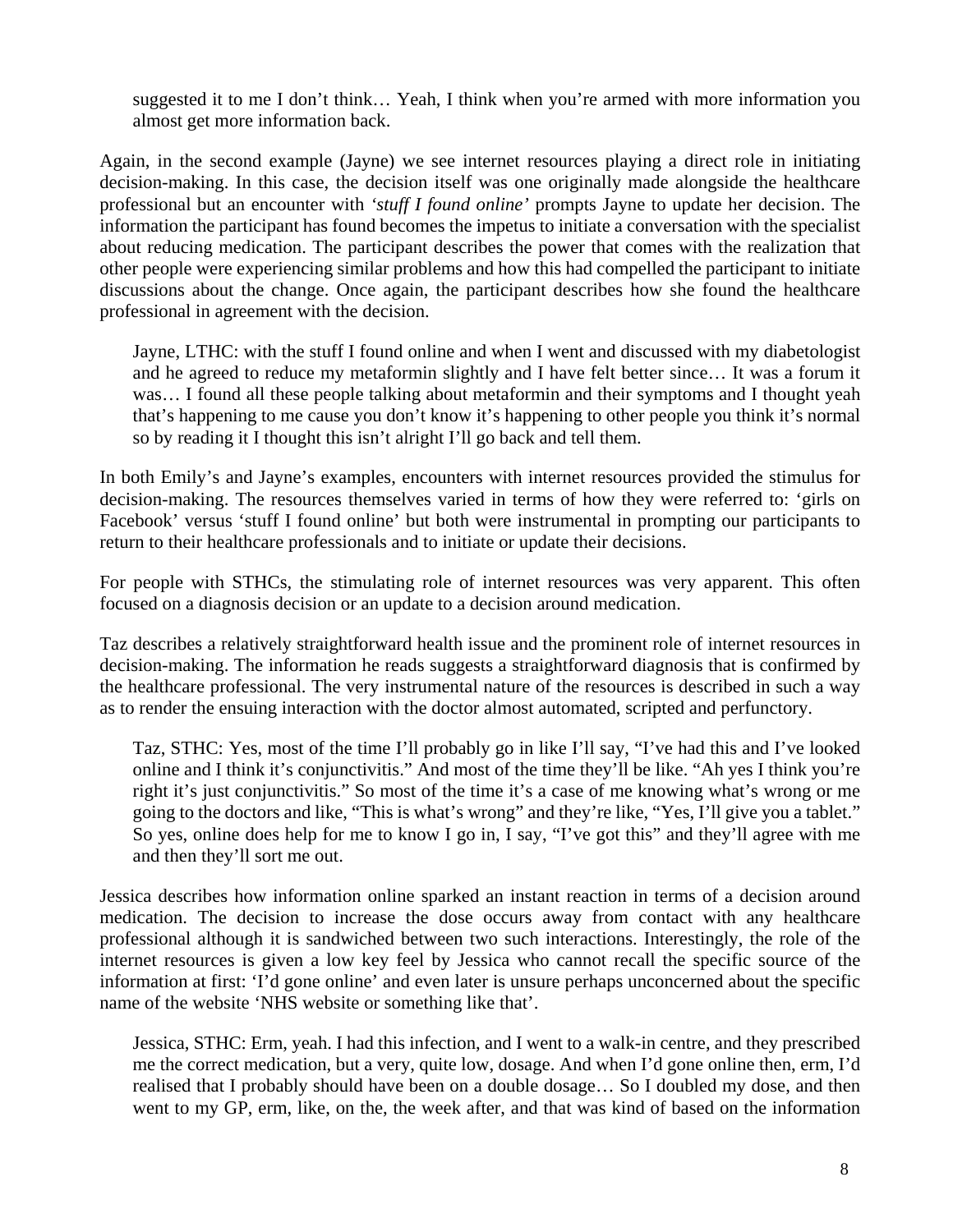suggested it to me I don't think… Yeah, I think when you're armed with more information you almost get more information back.

Again, in the second example (Jayne) we see internet resources playing a direct role in initiating decision-making. In this case, the decision itself was one originally made alongside the healthcare professional but an encounter with *'stuff I found online'* prompts Jayne to update her decision. The information the participant has found becomes the impetus to initiate a conversation with the specialist about reducing medication. The participant describes the power that comes with the realization that other people were experiencing similar problems and how this had compelled the participant to initiate discussions about the change. Once again, the participant describes how she found the healthcare professional in agreement with the decision.

> Jayne, LTHC: with the stuff I found online and when I went and discussed with my diabetologist and he agreed to reduce my metaformin slightly and I have felt better since… It was a forum it was… I found all these people talking about metaformin and their symptoms and I thought yeah that's happening to me cause you don't know it's happening to other people you think it's normal so by reading it I thought this isn't alright I'll go back and tell them.

In both Emily's and Jayne's examples, encounters with internet resources provided the stimulus for decision-making. The resources themselves varied in terms of how they were referred to: 'girls on Facebook' versus 'stuff I found online' but both were instrumental in prompting our participants to return to their healthcare professionals and to initiate or update their decisions.

For people with STHCs, the stimulating role of internet resources was very apparent. This often focused on a diagnosis decision or an update to a decision around medication.

Taz describes a relatively straightforward health issue and the prominent role of internet resources in decision-making. The information he reads suggests a straightforward diagnosis that is confirmed by the healthcare professional. The very instrumental nature of the resources is described in such a way as to render the ensuing interaction with the doctor almost automated, scripted and perfunctory.

> Taz, STHC: Yes, most of the time I'll probably go in like I'll say, "I've had this and I've looked online and I think it's conjunctivitis." And most of the time they'll be like. "Ah yes I think you're right it's just conjunctivitis." So most of the time it's a case of me knowing what's wrong or me going to the doctors and like, "This is what's wrong" and they're like, "Yes, I'll give you a tablet." So yes, online does help for me to know I go in, I say, "I've got this" and they'll agree with me and then they'll sort me out.

Jessica describes how information online sparked an instant reaction in terms of a decision around medication. The decision to increase the dose occurs away from contact with any healthcare professional although it is sandwiched between two such interactions. Interestingly, the role of the internet resources is given a low key feel by Jessica who cannot recall the specific source of the information at first: 'I'd gone online' and even later is unsure perhaps unconcerned about the specific name of the website 'NHS website or something like that'.

> Jessica, STHC: Erm, yeah. I had this infection, and I went to a walk-in centre, and they prescribed me the correct medication, but a very, quite low, dosage. And when I'd gone online then, erm, I'd realised that I probably should have been on a double dosage… So I doubled my dose, and then went to my GP, erm, like, on the, the week after, and that was kind of based on the information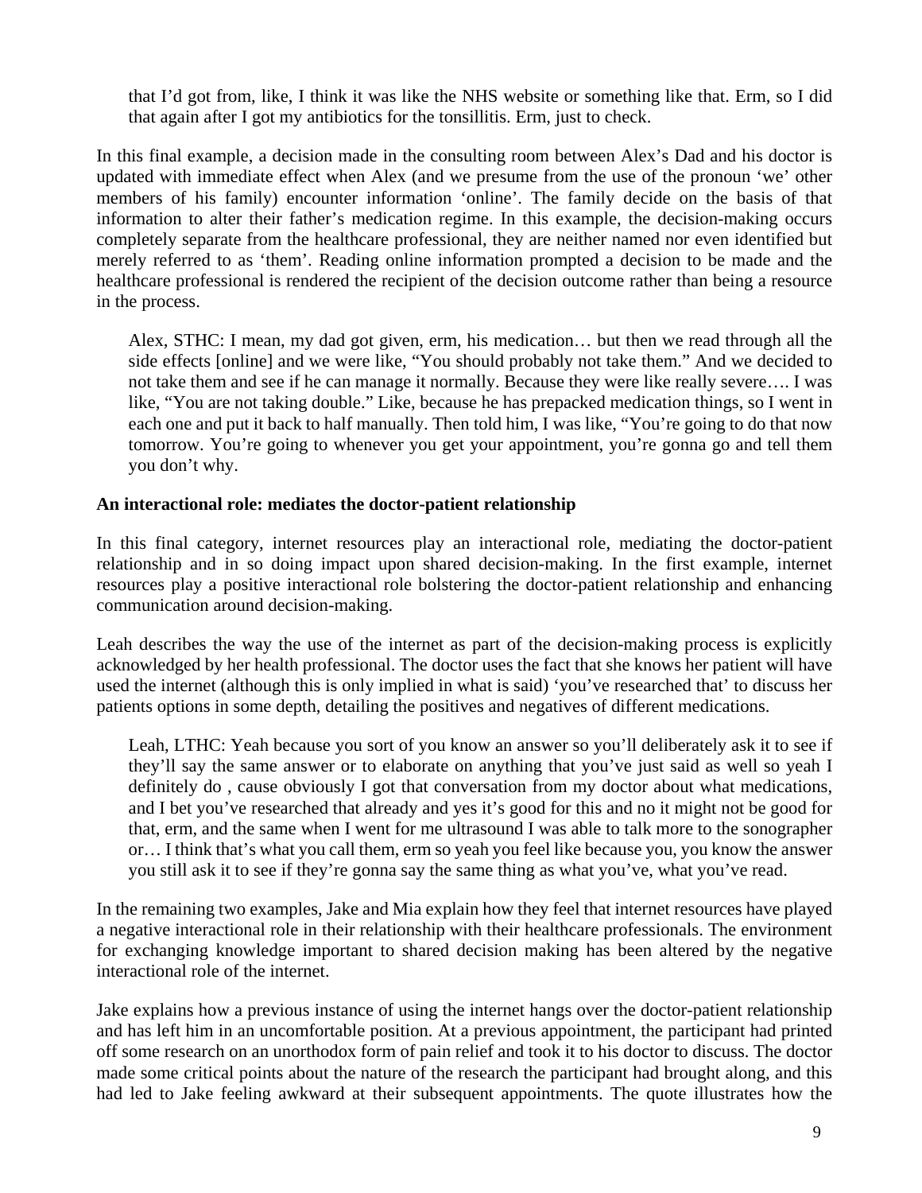> that I'd got from, like, I think it was like the NHS website or something like that. Erm, so I did that again after I got my antibiotics for the tonsillitis. Erm, just to check.

In this final example, a decision made in the consulting room between Alex's Dad and his doctor is updated with immediate effect when Alex (and we presume from the use of the pronoun 'we' other members of his family) encounter information 'online'. The family decide on the basis of that information to alter their father's medication regime. In this example, the decision-making occurs completely separate from the healthcare professional, they are neither named nor even identified but merely referred to as 'them'. Reading online information prompted a decision to be made and the healthcare professional is rendered the recipient of the decision outcome rather than being a resource in the process.

> Alex, STHC: I mean, my dad got given, erm, his medication… but then we read through all the side effects [online] and we were like, "You should probably not take them." And we decided to not take them and see if he can manage it normally. Because they were like really severe…. I was like, "You are not taking double." Like, because he has prepacked medication things, so I went in each one and put it back to half manually. Then told him, I was like, "You're going to do that now tomorrow. You're going to whenever you get your appointment, you're gonna go and tell them you don't why.

**An interactional role: mediates the doctor-patient relationship**

In this final category, internet resources play an interactional role, mediating the doctor-patient relationship and in so doing impact upon shared decision-making. In the first example, internet resources play a positive interactional role bolstering the doctor-patient relationship and enhancing communication around decision-making.

Leah describes the way the use of the internet as part of the decision-making process is explicitly acknowledged by her health professional. The doctor uses the fact that she knows her patient will have used the internet (although this is only implied in what is said) 'you've researched that' to discuss her patients options in some depth, detailing the positives and negatives of different medications.

> Leah, LTHC: Yeah because you sort of you know an answer so you'll deliberately ask it to see if they'll say the same answer or to elaborate on anything that you've just said as well so yeah I definitely do , cause obviously I got that conversation from my doctor about what medications, and I bet you've researched that already and yes it's good for this and no it might not be good for that, erm, and the same when I went for me ultrasound I was able to talk more to the sonographer or… I think that's what you call them, erm so yeah you feel like because you, you know the answer you still ask it to see if they're gonna say the same thing as what you've, what you've read.

In the remaining two examples, Jake and Mia explain how they feel that internet resources have played a negative interactional role in their relationship with their healthcare professionals. The environment for exchanging knowledge important to shared decision making has been altered by the negative interactional role of the internet.

Jake explains how a previous instance of using the internet hangs over the doctor-patient relationship and has left him in an uncomfortable position. At a previous appointment, the participant had printed off some research on an unorthodox form of pain relief and took it to his doctor to discuss. The doctor made some critical points about the nature of the research the participant had brought along, and this had led to Jake feeling awkward at their subsequent appointments. The quote illustrates how the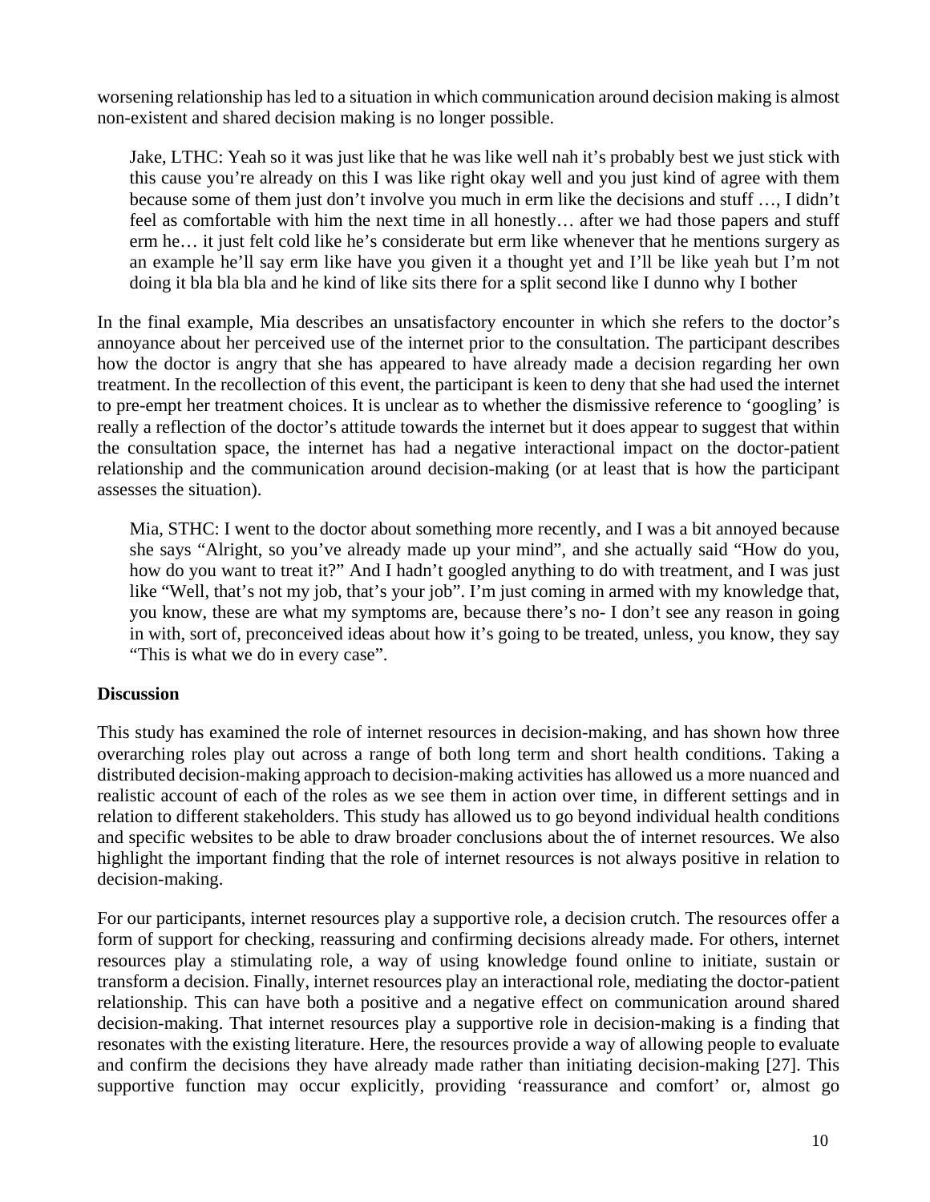worsening relationship has led to a situation in which communication around decision making is almost non-existent and shared decision making is no longer possible.

> Jake, LTHC: Yeah so it was just like that he was like well nah it's probably best we just stick with this cause you're already on this I was like right okay well and you just kind of agree with them because some of them just don't involve you much in erm like the decisions and stuff …, I didn't feel as comfortable with him the next time in all honestly… after we had those papers and stuff erm he… it just felt cold like he's considerate but erm like whenever that he mentions surgery as an example he'll say erm like have you given it a thought yet and I'll be like yeah but I'm not doing it bla bla bla and he kind of like sits there for a split second like I dunno why I bother

In the final example, Mia describes an unsatisfactory encounter in which she refers to the doctor's annoyance about her perceived use of the internet prior to the consultation. The participant describes how the doctor is angry that she has appeared to have already made a decision regarding her own treatment. In the recollection of this event, the participant is keen to deny that she had used the internet to pre-empt her treatment choices. It is unclear as to whether the dismissive reference to 'googling' is really a reflection of the doctor's attitude towards the internet but it does appear to suggest that within the consultation space, the internet has had a negative interactional impact on the doctor-patient relationship and the communication around decision-making (or at least that is how the participant assesses the situation).

> Mia, STHC: I went to the doctor about something more recently, and I was a bit annoyed because she says "Alright, so you've already made up your mind", and she actually said "How do you, how do you want to treat it?" And I hadn't googled anything to do with treatment, and I was just like "Well, that's not my job, that's your job". I'm just coming in armed with my knowledge that, you know, these are what my symptoms are, because there's no- I don't see any reason in going in with, sort of, preconceived ideas about how it's going to be treated, unless, you know, they say "This is what we do in every case".

**Discussion**

This study has examined the role of internet resources in decision-making, and has shown how three overarching roles play out across a range of both long term and short health conditions. Taking a distributed decision-making approach to decision-making activities has allowed us a more nuanced and realistic account of each of the roles as we see them in action over time, in different settings and in relation to different stakeholders. This study has allowed us to go beyond individual health conditions and specific websites to be able to draw broader conclusions about the of internet resources. We also highlight the important finding that the role of internet resources is not always positive in relation to decision-making.

For our participants, internet resources play a supportive role, a decision crutch. The resources offer a form of support for checking, reassuring and confirming decisions already made. For others, internet resources play a stimulating role, a way of using knowledge found online to initiate, sustain or transform a decision. Finally, internet resources play an interactional role, mediating the doctor-patient relationship. This can have both a positive and a negative effect on communication around shared decision-making. That internet resources play a supportive role in decision-making is a finding that resonates with the existing literature. Here, the resources provide a way of allowing people to evaluate and confirm the decisions they have already made rather than initiating decision-making [27]. This supportive function may occur explicitly, providing 'reassurance and comfort' or, almost go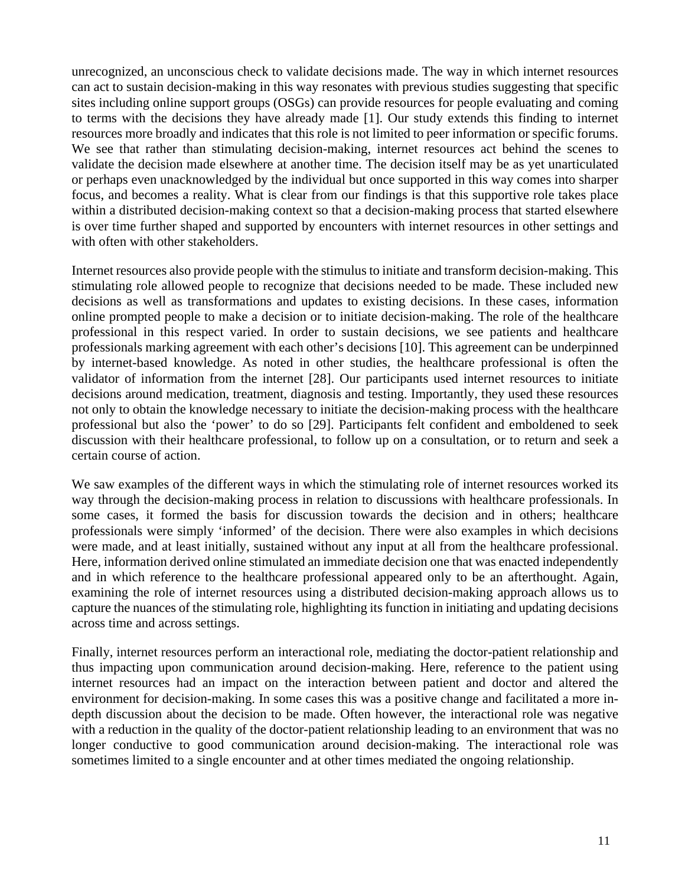unrecognized, an unconscious check to validate decisions made. The way in which internet resources can act to sustain decision-making in this way resonates with previous studies suggesting that specific sites including online support groups (OSGs) can provide resources for people evaluating and coming to terms with the decisions they have already made [1]. Our study extends this finding to internet resources more broadly and indicates that this role is not limited to peer information or specific forums. We see that rather than stimulating decision-making, internet resources act behind the scenes to validate the decision made elsewhere at another time. The decision itself may be as yet unarticulated or perhaps even unacknowledged by the individual but once supported in this way comes into sharper focus, and becomes a reality. What is clear from our findings is that this supportive role takes place within a distributed decision-making context so that a decision-making process that started elsewhere is over time further shaped and supported by encounters with internet resources in other settings and with often with other stakeholders.

Internet resources also provide people with the stimulus to initiate and transform decision-making. This stimulating role allowed people to recognize that decisions needed to be made. These included new decisions as well as transformations and updates to existing decisions. In these cases, information online prompted people to make a decision or to initiate decision-making. The role of the healthcare professional in this respect varied. In order to sustain decisions, we see patients and healthcare professionals marking agreement with each other's decisions [10]. This agreement can be underpinned by internet-based knowledge. As noted in other studies, the healthcare professional is often the validator of information from the internet [28]. Our participants used internet resources to initiate decisions around medication, treatment, diagnosis and testing. Importantly, they used these resources not only to obtain the knowledge necessary to initiate the decision-making process with the healthcare professional but also the 'power' to do so [29]. Participants felt confident and emboldened to seek discussion with their healthcare professional, to follow up on a consultation, or to return and seek a certain course of action.

We saw examples of the different ways in which the stimulating role of internet resources worked its way through the decision-making process in relation to discussions with healthcare professionals. In some cases, it formed the basis for discussion towards the decision and in others; healthcare professionals were simply 'informed' of the decision. There were also examples in which decisions were made, and at least initially, sustained without any input at all from the healthcare professional. Here, information derived online stimulated an immediate decision one that was enacted independently and in which reference to the healthcare professional appeared only to be an afterthought. Again, examining the role of internet resources using a distributed decision-making approach allows us to capture the nuances of the stimulating role, highlighting its function in initiating and updating decisions across time and across settings.

Finally, internet resources perform an interactional role, mediating the doctor-patient relationship and thus impacting upon communication around decision-making. Here, reference to the patient using internet resources had an impact on the interaction between patient and doctor and altered the environment for decision-making. In some cases this was a positive change and facilitated a more in-depth discussion about the decision to be made. Often however, the interactional role was negative with a reduction in the quality of the doctor-patient relationship leading to an environment that was no longer conductive to good communication around decision-making. The interactional role was sometimes limited to a single encounter and at other times mediated the ongoing relationship.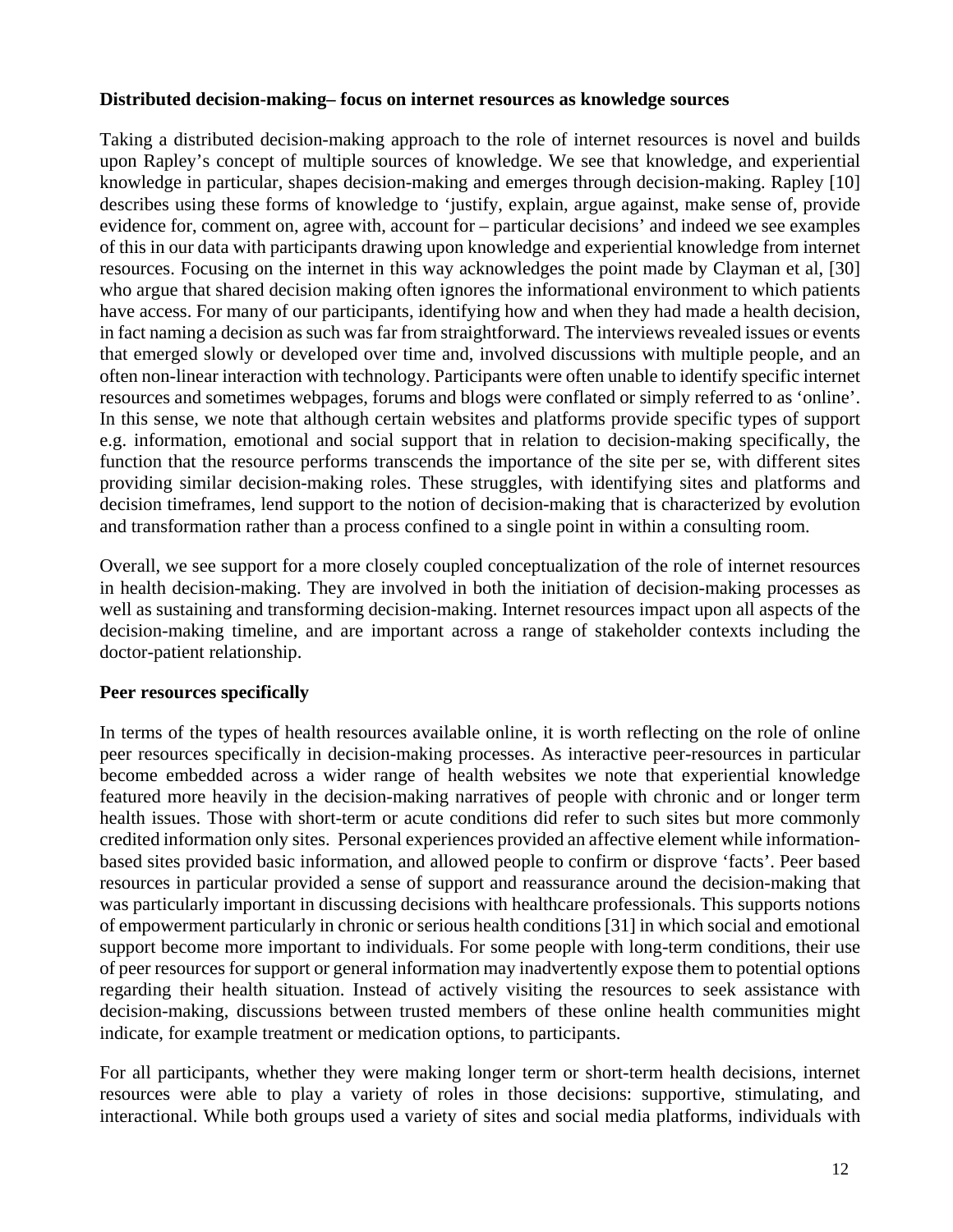**Distributed decision-making– focus on internet resources as knowledge sources**

Taking a distributed decision-making approach to the role of internet resources is novel and builds upon Rapley's concept of multiple sources of knowledge. We see that knowledge, and experiential knowledge in particular, shapes decision-making and emerges through decision-making. Rapley [10] describes using these forms of knowledge to 'justify, explain, argue against, make sense of, provide evidence for, comment on, agree with, account for – particular decisions' and indeed we see examples of this in our data with participants drawing upon knowledge and experiential knowledge from internet resources. Focusing on the internet in this way acknowledges the point made by Clayman et al, [30] who argue that shared decision making often ignores the informational environment to which patients have access. For many of our participants, identifying how and when they had made a health decision, in fact naming a decision as such was far from straightforward. The interviews revealed issues or events that emerged slowly or developed over time and, involved discussions with multiple people, and an often non-linear interaction with technology. Participants were often unable to identify specific internet resources and sometimes webpages, forums and blogs were conflated or simply referred to as 'online'. In this sense, we note that although certain websites and platforms provide specific types of support e.g. information, emotional and social support that in relation to decision-making specifically, the function that the resource performs transcends the importance of the site per se, with different sites providing similar decision-making roles. These struggles, with identifying sites and platforms and decision timeframes, lend support to the notion of decision-making that is characterized by evolution and transformation rather than a process confined to a single point in within a consulting room.

Overall, we see support for a more closely coupled conceptualization of the role of internet resources in health decision-making. They are involved in both the initiation of decision-making processes as well as sustaining and transforming decision-making. Internet resources impact upon all aspects of the decision-making timeline, and are important across a range of stakeholder contexts including the doctor-patient relationship.

**Peer resources specifically**

In terms of the types of health resources available online, it is worth reflecting on the role of online peer resources specifically in decision-making processes. As interactive peer-resources in particular become embedded across a wider range of health websites we note that experiential knowledge featured more heavily in the decision-making narratives of people with chronic and or longer term health issues. Those with short-term or acute conditions did refer to such sites but more commonly credited information only sites. Personal experiences provided an affective element while information-based sites provided basic information, and allowed people to confirm or disprove 'facts'. Peer based resources in particular provided a sense of support and reassurance around the decision-making that was particularly important in discussing decisions with healthcare professionals. This supports notions of empowerment particularly in chronic or serious health conditions [31] in which social and emotional support become more important to individuals. For some people with long-term conditions, their use of peer resources for support or general information may inadvertently expose them to potential options regarding their health situation. Instead of actively visiting the resources to seek assistance with decision-making, discussions between trusted members of these online health communities might indicate, for example treatment or medication options, to participants.

For all participants, whether they were making longer term or short-term health decisions, internet resources were able to play a variety of roles in those decisions: supportive, stimulating, and interactional. While both groups used a variety of sites and social media platforms, individuals with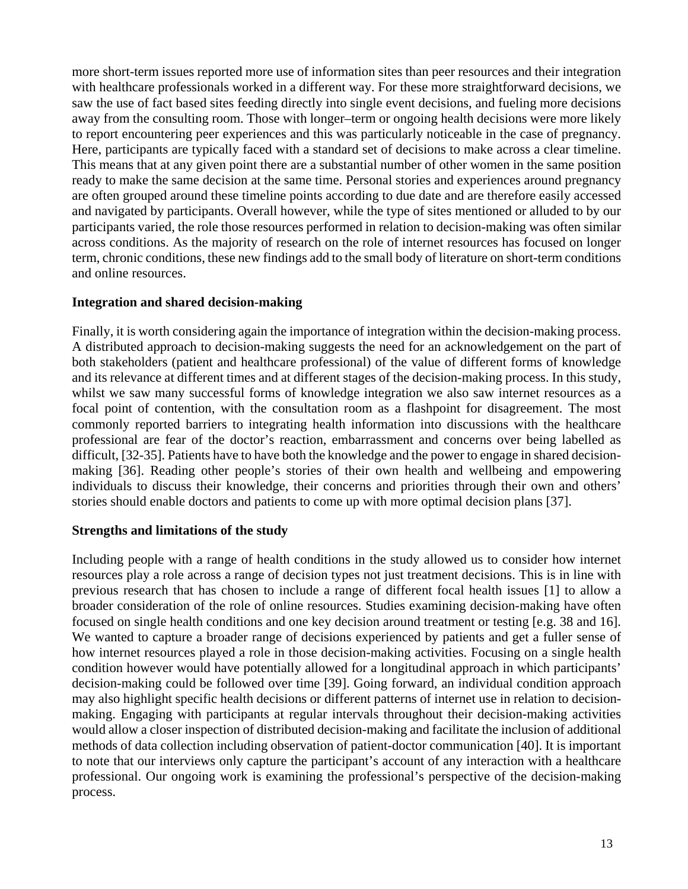more short-term issues reported more use of information sites than peer resources and their integration with healthcare professionals worked in a different way. For these more straightforward decisions, we saw the use of fact based sites feeding directly into single event decisions, and fueling more decisions away from the consulting room. Those with longer–term or ongoing health decisions were more likely to report encountering peer experiences and this was particularly noticeable in the case of pregnancy. Here, participants are typically faced with a standard set of decisions to make across a clear timeline. This means that at any given point there are a substantial number of other women in the same position ready to make the same decision at the same time. Personal stories and experiences around pregnancy are often grouped around these timeline points according to due date and are therefore easily accessed and navigated by participants. Overall however, while the type of sites mentioned or alluded to by our participants varied, the role those resources performed in relation to decision-making was often similar across conditions. As the majority of research on the role of internet resources has focused on longer term, chronic conditions, these new findings add to the small body of literature on short-term conditions and online resources.

**Integration and shared decision-making**

Finally, it is worth considering again the importance of integration within the decision-making process. A distributed approach to decision-making suggests the need for an acknowledgement on the part of both stakeholders (patient and healthcare professional) of the value of different forms of knowledge and its relevance at different times and at different stages of the decision-making process. In this study, whilst we saw many successful forms of knowledge integration we also saw internet resources as a focal point of contention, with the consultation room as a flashpoint for disagreement. The most commonly reported barriers to integrating health information into discussions with the healthcare professional are fear of the doctor's reaction, embarrassment and concerns over being labelled as difficult, [32-35]. Patients have to have both the knowledge and the power to engage in shared decision-making [36]. Reading other people's stories of their own health and wellbeing and empowering individuals to discuss their knowledge, their concerns and priorities through their own and others' stories should enable doctors and patients to come up with more optimal decision plans [37].

**Strengths and limitations of the study**

Including people with a range of health conditions in the study allowed us to consider how internet resources play a role across a range of decision types not just treatment decisions. This is in line with previous research that has chosen to include a range of different focal health issues [1] to allow a broader consideration of the role of online resources. Studies examining decision-making have often focused on single health conditions and one key decision around treatment or testing [e.g. 38 and 16]. We wanted to capture a broader range of decisions experienced by patients and get a fuller sense of how internet resources played a role in those decision-making activities. Focusing on a single health condition however would have potentially allowed for a longitudinal approach in which participants' decision-making could be followed over time [39]. Going forward, an individual condition approach may also highlight specific health decisions or different patterns of internet use in relation to decision-making. Engaging with participants at regular intervals throughout their decision-making activities would allow a closer inspection of distributed decision-making and facilitate the inclusion of additional methods of data collection including observation of patient-doctor communication [40]. It is important to note that our interviews only capture the participant's account of any interaction with a healthcare professional. Our ongoing work is examining the professional's perspective of the decision-making process.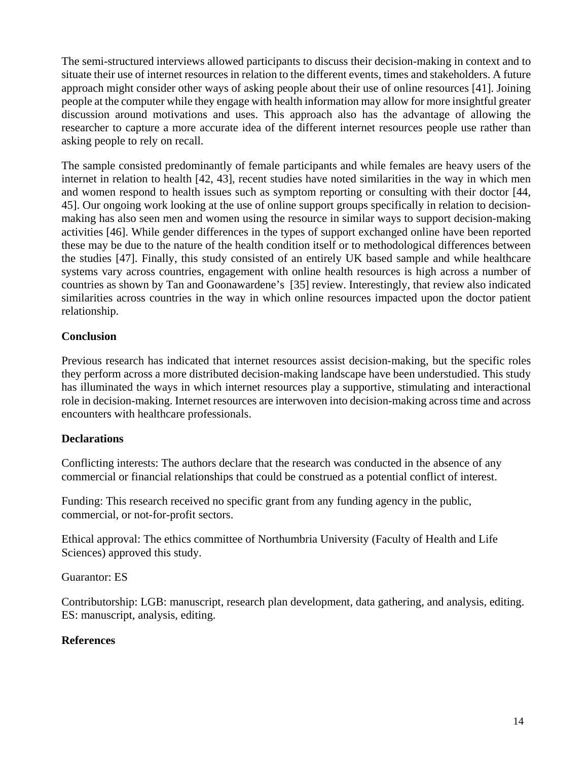The semi-structured interviews allowed participants to discuss their decision-making in context and to situate their use of internet resources in relation to the different events, times and stakeholders. A future approach might consider other ways of asking people about their use of online resources [41]. Joining people at the computer while they engage with health information may allow for more insightful greater discussion around motivations and uses. This approach also has the advantage of allowing the researcher to capture a more accurate idea of the different internet resources people use rather than asking people to rely on recall.

The sample consisted predominantly of female participants and while females are heavy users of the internet in relation to health [42, 43], recent studies have noted similarities in the way in which men and women respond to health issues such as symptom reporting or consulting with their doctor [44, 45]. Our ongoing work looking at the use of online support groups specifically in relation to decision-making has also seen men and women using the resource in similar ways to support decision-making activities [46]. While gender differences in the types of support exchanged online have been reported these may be due to the nature of the health condition itself or to methodological differences between the studies [47]. Finally, this study consisted of an entirely UK based sample and while healthcare systems vary across countries, engagement with online health resources is high across a number of countries as shown by Tan and Goonawardene's [35] review. Interestingly, that review also indicated similarities across countries in the way in which online resources impacted upon the doctor patient relationship.

## Conclusion

Previous research has indicated that internet resources assist decision-making, but the specific roles they perform across a more distributed decision-making landscape have been understudied. This study has illuminated the ways in which internet resources play a supportive, stimulating and interactional role in decision-making. Internet resources are interwoven into decision-making across time and across encounters with healthcare professionals.

## Declarations

Conflicting interests: The authors declare that the research was conducted in the absence of any commercial or financial relationships that could be construed as a potential conflict of interest.

Funding: This research received no specific grant from any funding agency in the public, commercial, or not-for-profit sectors.

Ethical approval: The ethics committee of Northumbria University (Faculty of Health and Life Sciences) approved this study.

Guarantor: ES

Contributorship: LGB: manuscript, research plan development, data gathering, and analysis, editing. ES: manuscript, analysis, editing.

## References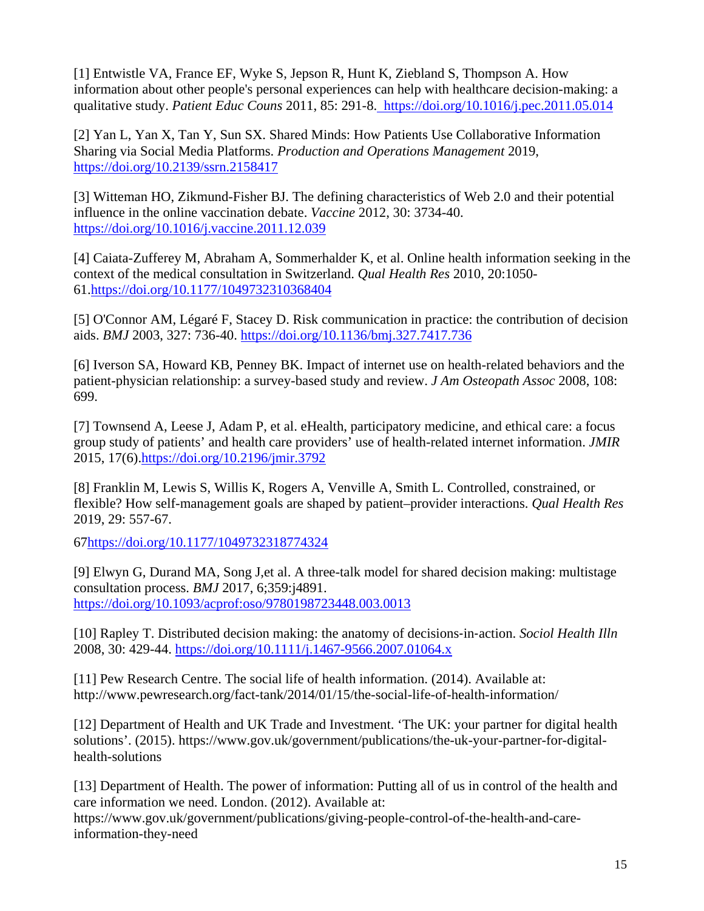[1] Entwistle VA, France EF, Wyke S, Jepson R, Hunt K, Ziebland S, Thompson A. How information about other people's personal experiences can help with healthcare decision-making: a qualitative study. *Patient Educ Couns* 2011, 85: 291-8. https://doi.org/10.1016/j.pec.2011.05.014

[2] Yan L, Yan X, Tan Y, Sun SX. Shared Minds: How Patients Use Collaborative Information Sharing via Social Media Platforms. *Production and Operations Management* 2019, https://doi.org/10.2139/ssrn.2158417

[3] Witteman HO, Zikmund-Fisher BJ. The defining characteristics of Web 2.0 and their potential influence in the online vaccination debate. *Vaccine* 2012, 30: 3734-40. https://doi.org/10.1016/j.vaccine.2011.12.039

[4] Caiata-Zufferey M, Abraham A, Sommerhalder K, et al. Online health information seeking in the context of the medical consultation in Switzerland. *Qual Health Res* 2010, 20:1050-61.https://doi.org/10.1177/1049732310368404

[5] O'Connor AM, Légaré F, Stacey D. Risk communication in practice: the contribution of decision aids. *BMJ* 2003, 327: 736-40. https://doi.org/10.1136/bmj.327.7417.736

[6] Iverson SA, Howard KB, Penney BK. Impact of internet use on health-related behaviors and the patient-physician relationship: a survey-based study and review. *J Am Osteopath Assoc* 2008, 108: 699.

[7] Townsend A, Leese J, Adam P, et al. eHealth, participatory medicine, and ethical care: a focus group study of patients' and health care providers' use of health-related internet information. *JMIR* 2015, 17(6).https://doi.org/10.2196/jmir.3792

[8] Franklin M, Lewis S, Willis K, Rogers A, Venville A, Smith L. Controlled, constrained, or flexible? How self-management goals are shaped by patient–provider interactions. *Qual Health Res* 2019, 29: 557-67.

67https://doi.org/10.1177/1049732318774324

[9] Elwyn G, Durand MA, Song J,et al. A three-talk model for shared decision making: multistage consultation process. *BMJ* 2017, 6;359:j4891. https://doi.org/10.1093/acprof:oso/9780198723448.003.0013

[10] Rapley T. Distributed decision making: the anatomy of decisions-in-action. *Sociol Health Illn* 2008, 30: 429-44. https://doi.org/10.1111/j.1467-9566.2007.01064.x

[11] Pew Research Centre. The social life of health information. (2014). Available at: http://www.pewresearch.org/fact-tank/2014/01/15/the-social-life-of-health-information/

[12] Department of Health and UK Trade and Investment. 'The UK: your partner for digital health solutions'. (2015). https://www.gov.uk/government/publications/the-uk-your-partner-for-digital-health-solutions

[13] Department of Health. The power of information: Putting all of us in control of the health and care information we need. London. (2012). Available at: https://www.gov.uk/government/publications/giving-people-control-of-the-health-and-care-information-they-need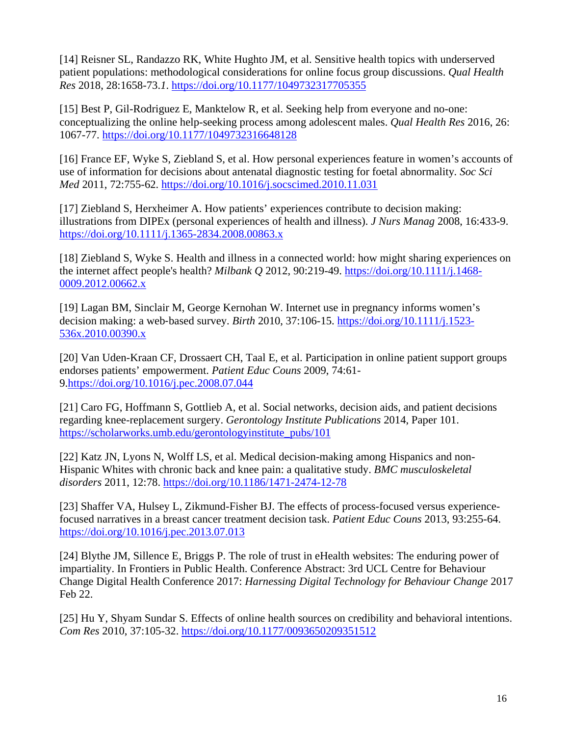[14] Reisner SL, Randazzo RK, White Hughto JM, et al. Sensitive health topics with underserved patient populations: methodological considerations for online focus group discussions. *Qual Health Res* 2018, 28:1658-73.*1*. https://doi.org/10.1177/1049732317705355

[15] Best P, Gil-Rodriguez E, Manktelow R, et al. Seeking help from everyone and no-one: conceptualizing the online help-seeking process among adolescent males. *Qual Health Res* 2016, 26: 1067-77. https://doi.org/10.1177/1049732316648128

[16] France EF, Wyke S, Ziebland S, et al. How personal experiences feature in women's accounts of use of information for decisions about antenatal diagnostic testing for foetal abnormality. *Soc Sci Med* 2011, 72:755-62. https://doi.org/10.1016/j.socscimed.2010.11.031

[17] Ziebland S, Herxheimer A. How patients' experiences contribute to decision making: illustrations from DIPEx (personal experiences of health and illness). *J Nurs Manag* 2008, 16:433-9. https://doi.org/10.1111/j.1365-2834.2008.00863.x

[18] Ziebland S, Wyke S. Health and illness in a connected world: how might sharing experiences on the internet affect people's health? *Milbank Q* 2012, 90:219-49. https://doi.org/10.1111/j.1468-0009.2012.00662.x

[19] Lagan BM, Sinclair M, George Kernohan W. Internet use in pregnancy informs women's decision making: a web-based survey. *Birth* 2010, 37:106-15. https://doi.org/10.1111/j.1523-536x.2010.00390.x

[20] Van Uden-Kraan CF, Drossaert CH, Taal E, et al. Participation in online patient support groups endorses patients' empowerment. *Patient Educ Couns* 2009, 74:61-9.https://doi.org/10.1016/j.pec.2008.07.044

[21] Caro FG, Hoffmann S, Gottlieb A, et al. Social networks, decision aids, and patient decisions regarding knee-replacement surgery. *Gerontology Institute Publications* 2014, Paper 101. https://scholarworks.umb.edu/gerontologyinstitute_pubs/101

[22] Katz JN, Lyons N, Wolff LS, et al. Medical decision-making among Hispanics and non-Hispanic Whites with chronic back and knee pain: a qualitative study. *BMC musculoskeletal disorders* 2011, 12:78. https://doi.org/10.1186/1471-2474-12-78

[23] Shaffer VA, Hulsey L, Zikmund-Fisher BJ. The effects of process-focused versus experience-focused narratives in a breast cancer treatment decision task. *Patient Educ Couns* 2013, 93:255-64. https://doi.org/10.1016/j.pec.2013.07.013

[24] Blythe JM, Sillence E, Briggs P. The role of trust in eHealth websites: The enduring power of impartiality. In Frontiers in Public Health. Conference Abstract: 3rd UCL Centre for Behaviour Change Digital Health Conference 2017: *Harnessing Digital Technology for Behaviour Change* 2017 Feb 22.

[25] Hu Y, Shyam Sundar S. Effects of online health sources on credibility and behavioral intentions. *Com Res* 2010, 37:105-32. https://doi.org/10.1177/0093650209351512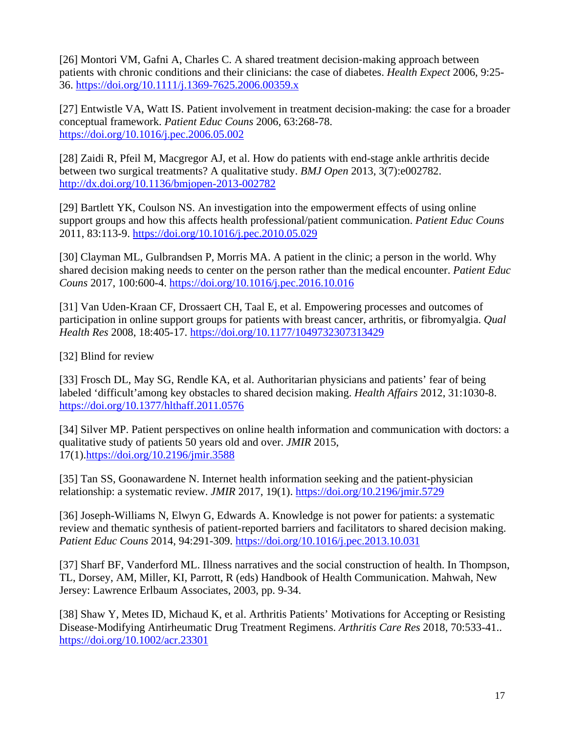[26] Montori VM, Gafni A, Charles C. A shared treatment decision-making approach between patients with chronic conditions and their clinicians: the case of diabetes. *Health Expect* 2006, 9:25-36. https://doi.org/10.1111/j.1369-7625.2006.00359.x

[27] Entwistle VA, Watt IS. Patient involvement in treatment decision-making: the case for a broader conceptual framework. *Patient Educ Couns* 2006, 63:268-78. https://doi.org/10.1016/j.pec.2006.05.002

[28] Zaidi R, Pfeil M, Macgregor AJ, et al. How do patients with end-stage ankle arthritis decide between two surgical treatments? A qualitative study. *BMJ Open* 2013, 3(7):e002782. http://dx.doi.org/10.1136/bmjopen-2013-002782

[29] Bartlett YK, Coulson NS. An investigation into the empowerment effects of using online support groups and how this affects health professional/patient communication. *Patient Educ Couns* 2011, 83:113-9. https://doi.org/10.1016/j.pec.2010.05.029

[30] Clayman ML, Gulbrandsen P, Morris MA. A patient in the clinic; a person in the world. Why shared decision making needs to center on the person rather than the medical encounter. *Patient Educ Couns* 2017, 100:600-4. https://doi.org/10.1016/j.pec.2016.10.016

[31] Van Uden-Kraan CF, Drossaert CH, Taal E, et al. Empowering processes and outcomes of participation in online support groups for patients with breast cancer, arthritis, or fibromyalgia. *Qual Health Res* 2008, 18:405-17. https://doi.org/10.1177/1049732307313429

[32] Blind for review

[33] Frosch DL, May SG, Rendle KA, et al. Authoritarian physicians and patients' fear of being labeled 'difficult'among key obstacles to shared decision making. *Health Affairs* 2012, 31:1030-8. https://doi.org/10.1377/hlthaff.2011.0576

[34] Silver MP. Patient perspectives on online health information and communication with doctors: a qualitative study of patients 50 years old and over. *JMIR* 2015, 17(1).https://doi.org/10.2196/jmir.3588

[35] Tan SS, Goonawardene N. Internet health information seeking and the patient-physician relationship: a systematic review. *JMIR* 2017, 19(1). https://doi.org/10.2196/jmir.5729

[36] Joseph-Williams N, Elwyn G, Edwards A. Knowledge is not power for patients: a systematic review and thematic synthesis of patient-reported barriers and facilitators to shared decision making. *Patient Educ Couns* 2014, 94:291-309. https://doi.org/10.1016/j.pec.2013.10.031

[37] Sharf BF, Vanderford ML. Illness narratives and the social construction of health. In Thompson, TL, Dorsey, AM, Miller, KI, Parrott, R (eds) Handbook of Health Communication. Mahwah, New Jersey: Lawrence Erlbaum Associates, 2003, pp. 9-34.

[38] Shaw Y, Metes ID, Michaud K, et al. Arthritis Patients' Motivations for Accepting or Resisting Disease-Modifying Antirheumatic Drug Treatment Regimens. *Arthritis Care Res* 2018, 70:533-41.. https://doi.org/10.1002/acr.23301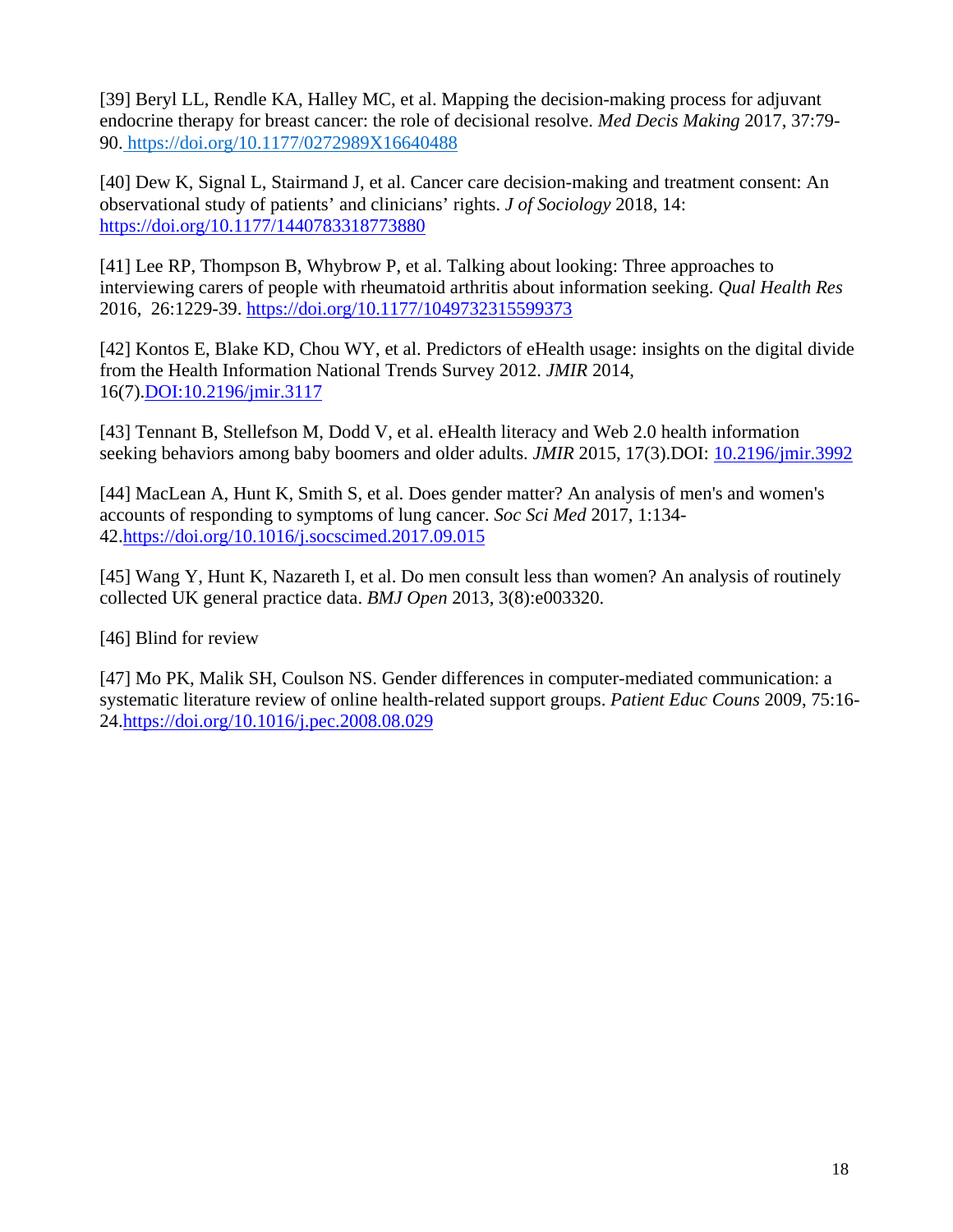[39] Beryl LL, Rendle KA, Halley MC, et al. Mapping the decision-making process for adjuvant endocrine therapy for breast cancer: the role of decisional resolve. *Med Decis Making* 2017, 37:79-90. https://doi.org/10.1177/0272989X16640488

[40] Dew K, Signal L, Stairmand J, et al. Cancer care decision-making and treatment consent: An observational study of patients' and clinicians' rights. *J of Sociology* 2018, 14: https://doi.org/10.1177/1440783318773880

[41] Lee RP, Thompson B, Whybrow P, et al. Talking about looking: Three approaches to interviewing carers of people with rheumatoid arthritis about information seeking. *Qual Health Res* 2016, 26:1229-39. https://doi.org/10.1177/1049732315599373

[42] Kontos E, Blake KD, Chou WY, et al. Predictors of eHealth usage: insights on the digital divide from the Health Information National Trends Survey 2012. *JMIR* 2014, 16(7).DOI:10.2196/jmir.3117

[43] Tennant B, Stellefson M, Dodd V, et al. eHealth literacy and Web 2.0 health information seeking behaviors among baby boomers and older adults. *JMIR* 2015, 17(3).DOI: 10.2196/jmir.3992

[44] MacLean A, Hunt K, Smith S, et al. Does gender matter? An analysis of men's and women's accounts of responding to symptoms of lung cancer. *Soc Sci Med* 2017, 1:134-42.https://doi.org/10.1016/j.socscimed.2017.09.015

[45] Wang Y, Hunt K, Nazareth I, et al. Do men consult less than women? An analysis of routinely collected UK general practice data. *BMJ Open* 2013, 3(8):e003320.

[46] Blind for review

[47] Mo PK, Malik SH, Coulson NS. Gender differences in computer-mediated communication: a systematic literature review of online health-related support groups. *Patient Educ Couns* 2009, 75:16-24.https://doi.org/10.1016/j.pec.2008.08.029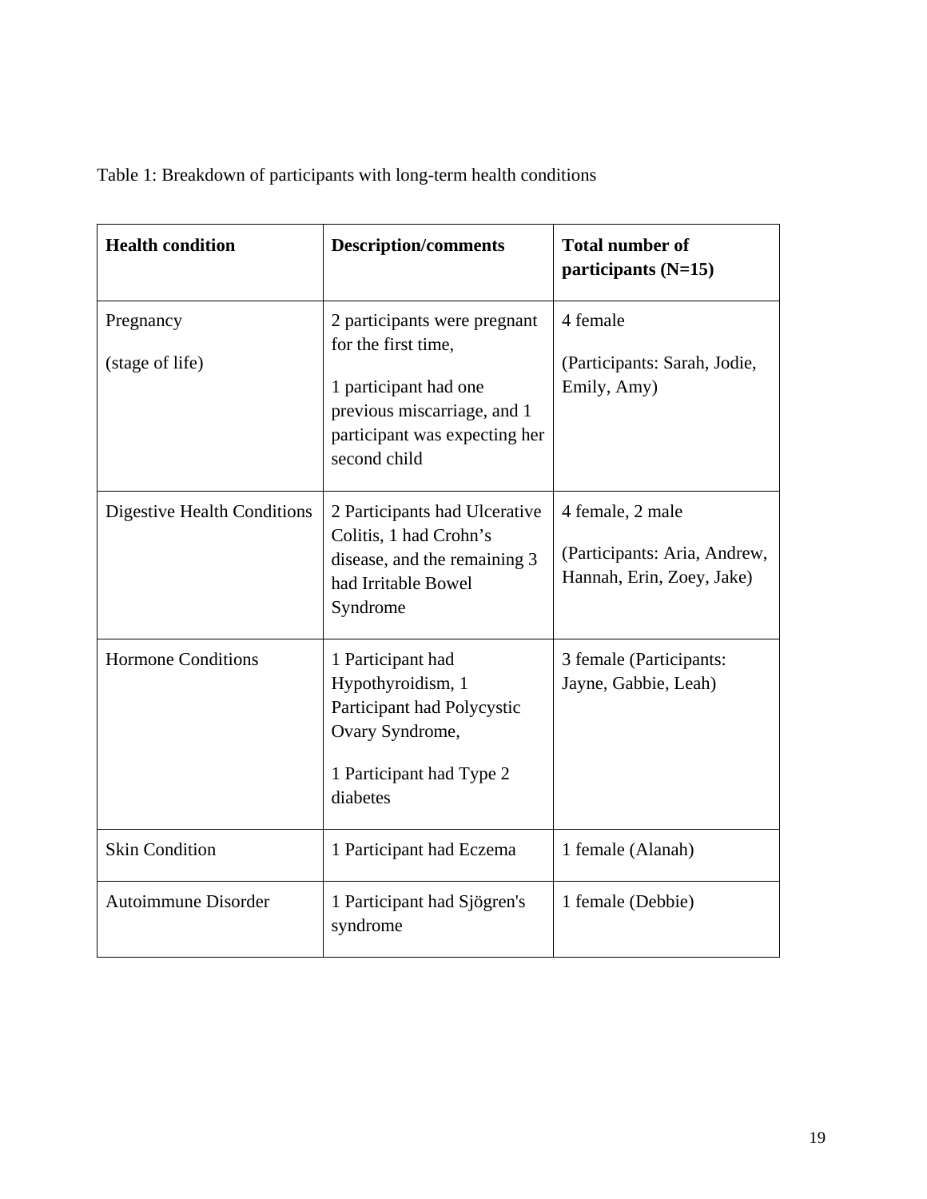Table 1: Breakdown of participants with long-term health conditions

| Health condition | Description/comments | Total number of participants (N=15) |
|---|---|---|
| Pregnancy<br><br>(stage of life) | 2 participants were pregnant for the first time,<br><br>1 participant had one previous miscarriage, and 1 participant was expecting her second child | 4 female<br><br>(Participants: Sarah, Jodie, Emily, Amy) |
| Digestive Health Conditions | 2 Participants had Ulcerative Colitis, 1 had Crohn's disease, and the remaining 3 had Irritable Bowel Syndrome | 4 female, 2 male<br><br>(Participants: Aria, Andrew, Hannah, Erin, Zoey, Jake) |
| Hormone Conditions | 1 Participant had Hypothyroidism, 1 Participant had Polycystic Ovary Syndrome,<br><br>1 Participant had Type 2 diabetes | 3 female (Participants: Jayne, Gabbie, Leah) |
| Skin Condition | 1 Participant had Eczema | 1 female (Alanah) |
| Autoimmune Disorder | 1 Participant had Sjögren's syndrome | 1 female (Debbie) |